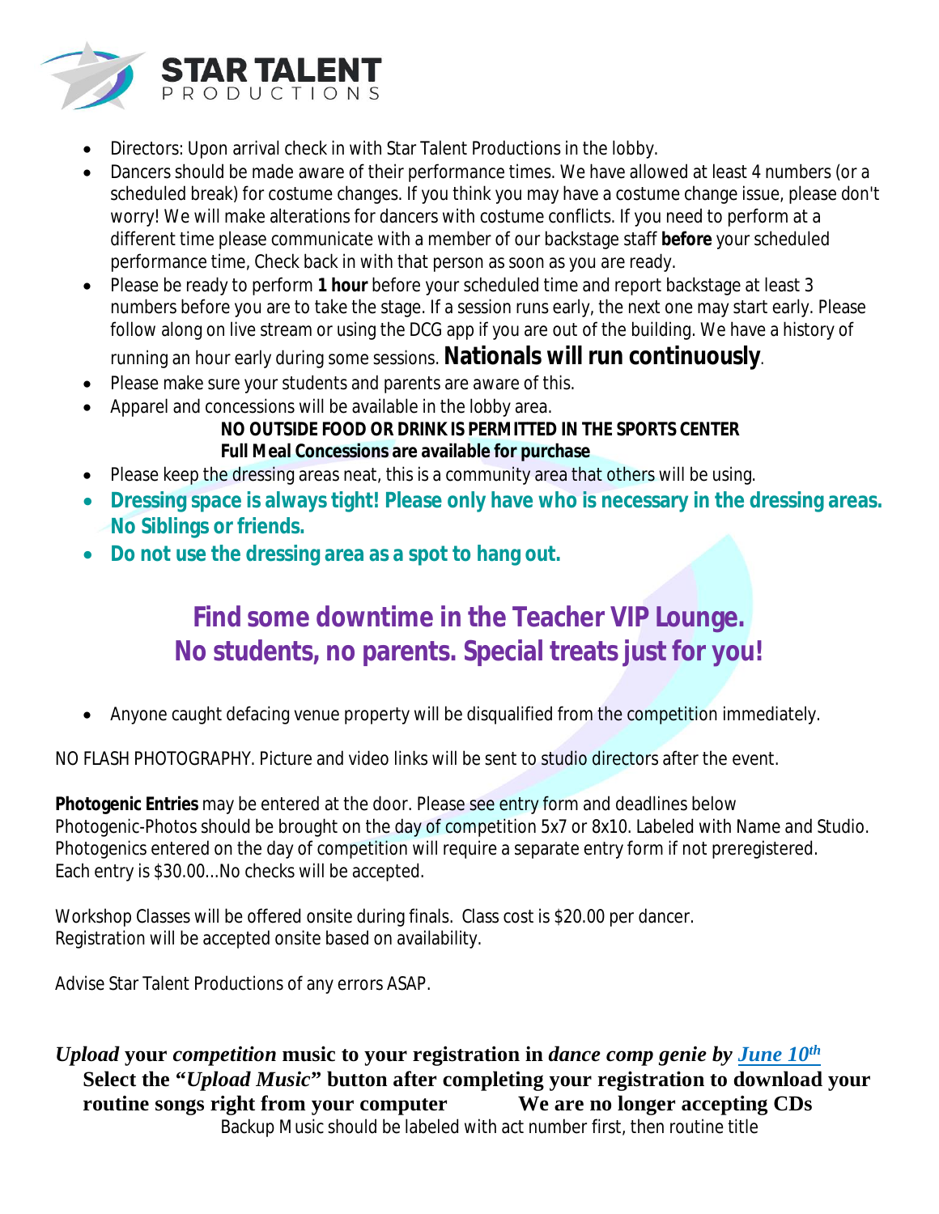# STAR TALENT PRODUCTIONS

- Directors: Upon arrival check in with Star Talent Productions in the lobby.
- Dancers should be made aware of their performance times. We have allowed at least 4 numbers (or a scheduled break) for costume changes. If you think you may have a costume change issue, please don't worry! We will make alterations for dancers with costume conflicts. If you need to perform at a different time please communicate with a member of our backstage staff **before** your scheduled performance time, Check back in with that person as soon as you are ready.
- Please be ready to perform **1 hour** before your scheduled time and report backstage at least 3 numbers before you are to take the stage. If a session runs early, the next one may start early. Please follow along on live stream or using the DCG app if you are out of the building. We have a history of running an hour early during some sessions. **Nationals will run continuously**.
- Please make sure your students and parents are aware of this.
- Apparel and concessions will be available in the lobby area.

  **NO OUTSIDE FOOD OR DRINK IS PERMITTED IN THE SPORTS CENTER**
  **Full Meal Concessions are available for purchase**
- Please keep the dressing areas neat, this is a community area that others will be using.
- **Dressing space is always tight! Please only have who is necessary in the dressing areas. No Siblings or friends.**
- **Do not use the dressing area as a spot to hang out.**

## Find some downtime in the Teacher VIP Lounge.
## No students, no parents. Special treats just for you!

- Anyone caught defacing venue property will be disqualified from the competition immediately.

NO FLASH PHOTOGRAPHY. Picture and video links will be sent to studio directors after the event.

**Photogenic Entries** may be entered at the door. Please see entry form and deadlines below
Photogenic-Photos should be brought on the day of competition 5x7 or 8x10. Labeled with Name and Studio.
Photogenics entered on the day of competition will require a separate entry form if not preregistered.
Each entry is $30.00...No checks will be accepted.

Workshop Classes will be offered onsite during finals. Class cost is $20.00 per dancer.
Registration will be accepted onsite based on availability.

Advise Star Talent Productions of any errors ASAP.

***Upload* your *competition* music to your registration in *dance comp genie by* [*June 10th*]**
**Select the "*Upload Music*" button after completing your registration to download your routine songs right from your computer We are no longer accepting CDs**
Backup Music should be labeled with act number first, then routine title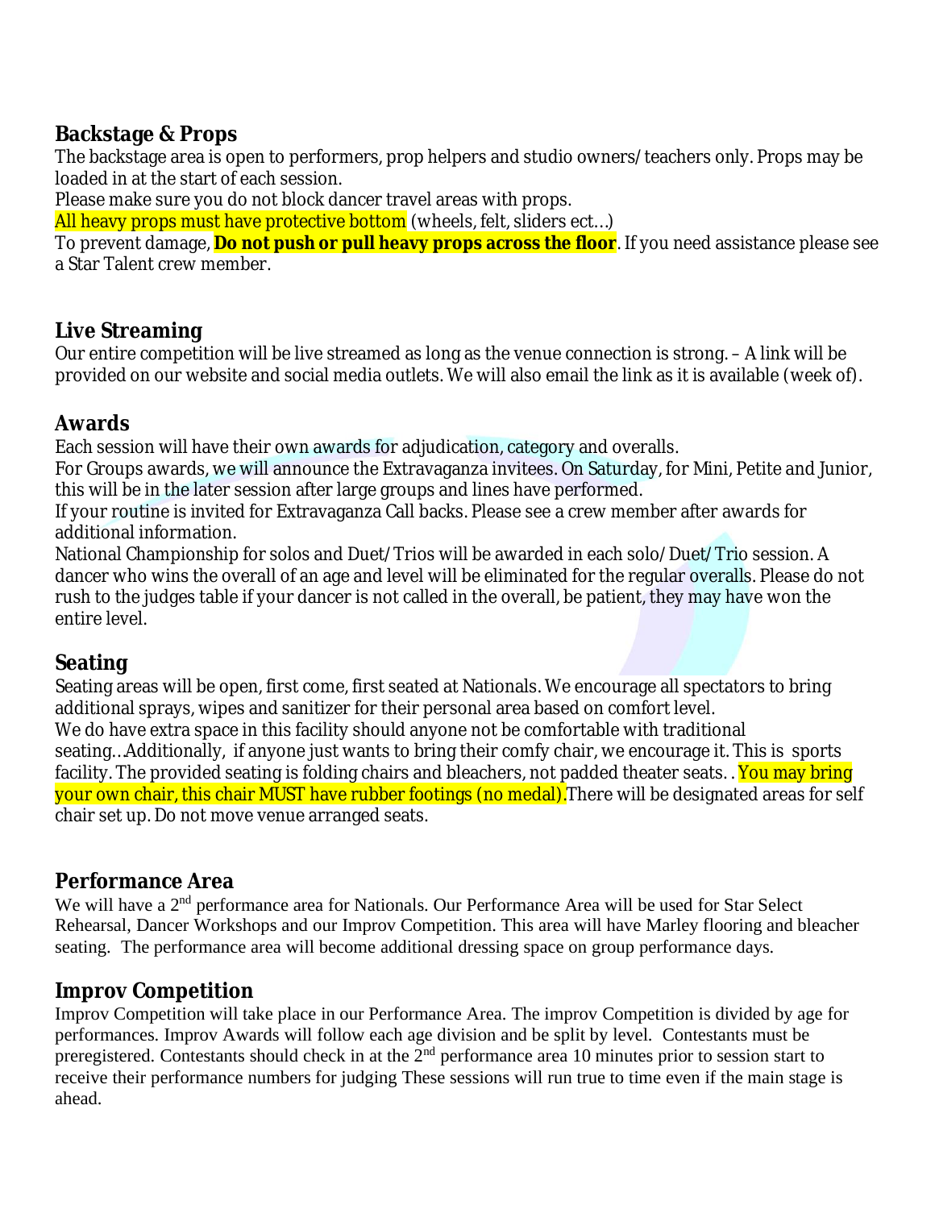## Backstage & Props

The backstage area is open to performers, prop helpers and studio owners/teachers only. Props may be loaded in at the start of each session.

Please make sure you do not block dancer travel areas with props.

All heavy props must have protective bottom (wheels, felt, sliders ect…)

To prevent damage, **Do not push or pull heavy props across the floor**. If you need assistance please see a Star Talent crew member.

## Live Streaming

Our entire competition will be live streamed as long as the venue connection is strong. – A link will be provided on our website and social media outlets. We will also email the link as it is available (week of).

## Awards

Each session will have their own awards for adjudication, category and overalls.

For Groups awards, we will announce the Extravaganza invitees. On Saturday, for Mini, Petite and Junior, this will be in the later session after large groups and lines have performed.

If your routine is invited for Extravaganza Call backs. Please see a crew member after awards for additional information.

National Championship for solos and Duet/Trios will be awarded in each solo/Duet/Trio session. A dancer who wins the overall of an age and level will be eliminated for the regular overalls. Please do not rush to the judges table if your dancer is not called in the overall, be patient, they may have won the entire level.

## Seating

Seating areas will be open, first come, first seated at Nationals. We encourage all spectators to bring additional sprays, wipes and sanitizer for their personal area based on comfort level.

We do have extra space in this facility should anyone not be comfortable with traditional seating…Additionally, if anyone just wants to bring their comfy chair, we encourage it. This is sports facility. The provided seating is folding chairs and bleachers, not padded theater seats. . You may bring your own chair, this chair MUST have rubber footings (no medal).There will be designated areas for self chair set up. Do not move venue arranged seats.

## Performance Area

We will have a 2nd performance area for Nationals. Our Performance Area will be used for Star Select Rehearsal, Dancer Workshops and our Improv Competition. This area will have Marley flooring and bleacher seating. The performance area will become additional dressing space on group performance days.

## Improv Competition

Improv Competition will take place in our Performance Area. The improv Competition is divided by age for performances. Improv Awards will follow each age division and be split by level. Contestants must be preregistered. Contestants should check in at the 2nd performance area 10 minutes prior to session start to receive their performance numbers for judging These sessions will run true to time even if the main stage is ahead.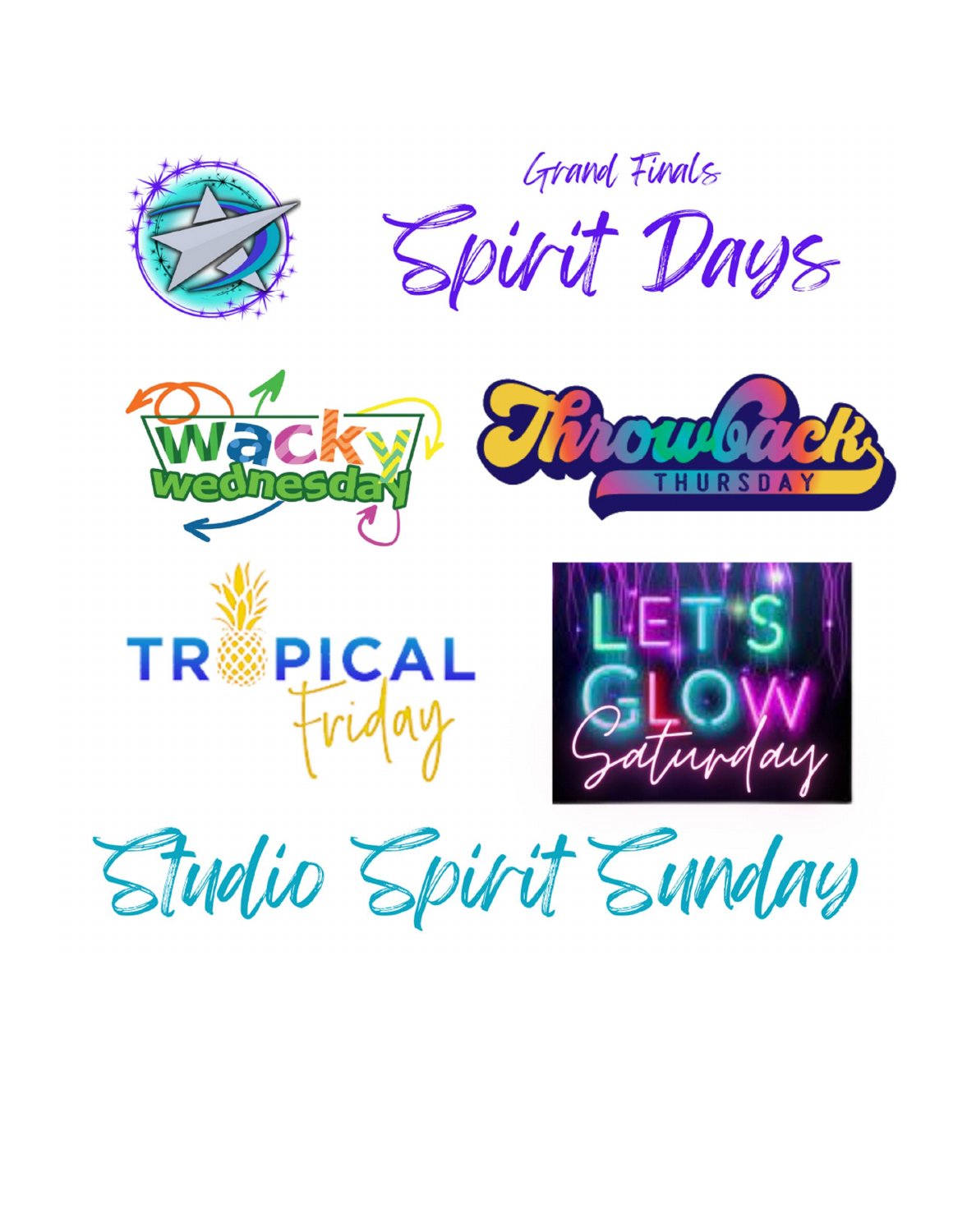Grand Finals

# Spirit Days

Wacky Wednesday

Throwback Thursday

Tropical Friday

Let's Glow Saturday

## Studio Spirit Sunday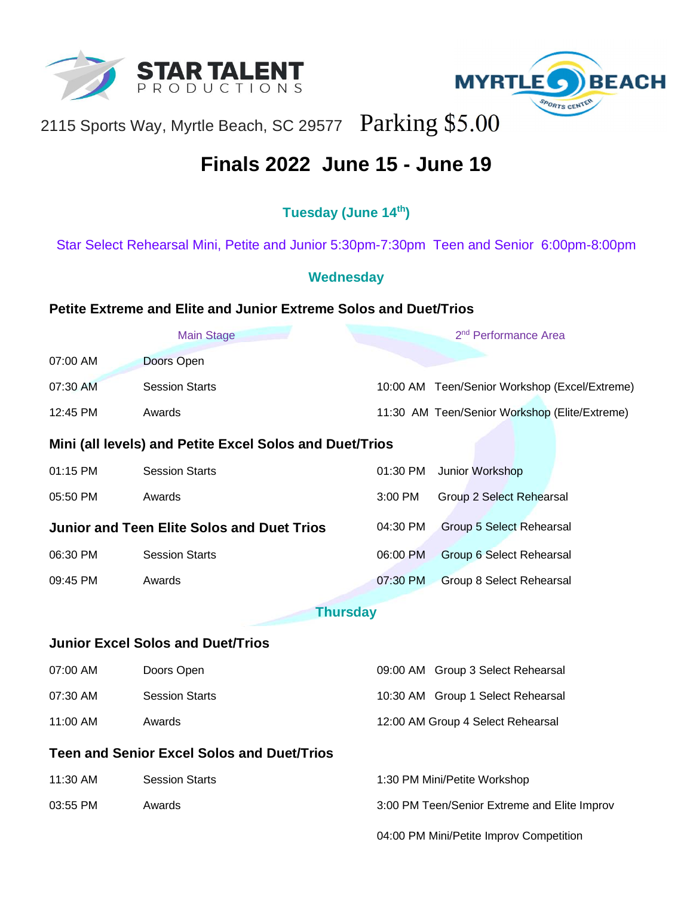STAR TALENT PRODUCTIONS

MYRTLE BEACH SPORTS CENTER

2115 Sports Way, Myrtle Beach, SC 29577 Parking $5.00

# Finals 2022 June 15 - June 19

## Tuesday (June 14th)

Star Select Rehearsal Mini, Petite and Junior 5:30pm-7:30pm Teen and Senior 6:00pm-8:00pm

## Wednesday

### Petite Extreme and Elite and Junior Extreme Solos and Duet/Trios

| Main Stage | | 2nd Performance Area | |
|---|---|---|---|
| 07:00 AM | Doors Open | | |
| 07:30 AM | Session Starts | 10:00 AM | Teen/Senior Workshop (Excel/Extreme) |
| 12:45 PM | Awards | 11:30 AM | Teen/Senior Workshop (Elite/Extreme) |

### Mini (all levels) and Petite Excel Solos and Duet/Trios

| | | | |
|---|---|---|---|
| 01:15 PM | Session Starts | 01:30 PM | Junior Workshop |
| 05:50 PM | Awards | 3:00 PM | Group 2 Select Rehearsal |
| | | 04:30 PM | Group 5 Select Rehearsal |

### Junior and Teen Elite Solos and Duet Trios

| | | | |
|---|---|---|---|
| 06:30 PM | Session Starts | 06:00 PM | Group 6 Select Rehearsal |
| 09:45 PM | Awards | 07:30 PM | Group 8 Select Rehearsal |

## Thursday

### Junior Excel Solos and Duet/Trios

| | | | |
|---|---|---|---|
| 07:00 AM | Doors Open | 09:00 AM | Group 3 Select Rehearsal |
| 07:30 AM | Session Starts | 10:30 AM | Group 1 Select Rehearsal |
| 11:00 AM | Awards | 12:00 AM | Group 4 Select Rehearsal |

### Teen and Senior Excel Solos and Duet/Trios

| | | | |
|---|---|---|---|
| 11:30 AM | Session Starts | 1:30 PM | Mini/Petite Workshop |
| 03:55 PM | Awards | 3:00 PM | Teen/Senior Extreme and Elite Improv |
| | | 04:00 PM | Mini/Petite Improv Competition |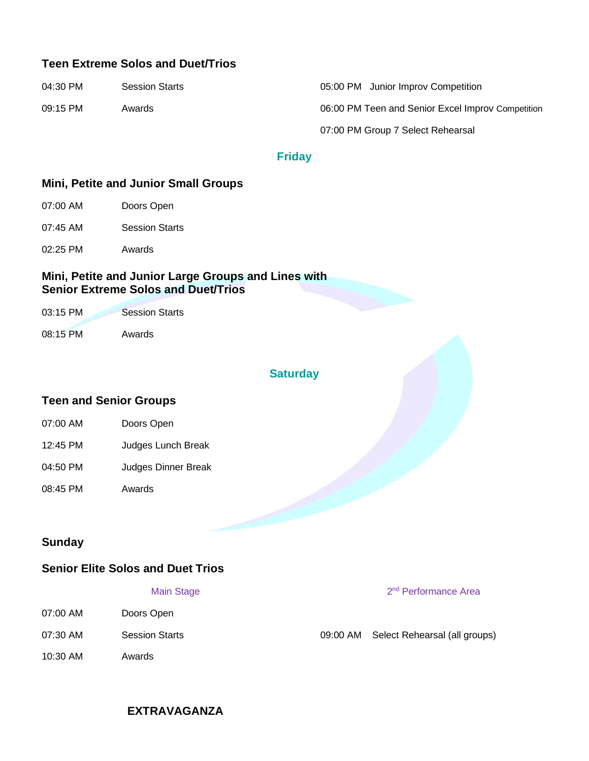### Teen Extreme Solos and Duet/Trios

| | | | |
|---|---|---|---|
| 04:30 PM | Session Starts | 05:00 PM | Junior Improv Competition |
| 09:15 PM | Awards | 06:00 PM | Teen and Senior Excel Improv Competition |
| | | 07:00 PM | Group 7 Select Rehearsal |

## Friday

### Mini, Petite and Junior Small Groups

| | |
|---|---|
| 07:00 AM | Doors Open |
| 07:45 AM | Session Starts |
| 02:25 PM | Awards |

### Mini, Petite and Junior Large Groups and Lines with Senior Extreme Solos and Duet/Trios

| | |
|---|---|
| 03:15 PM | Session Starts |
| 08:15 PM | Awards |

## Saturday

### Teen and Senior Groups

| | |
|---|---|
| 07:00 AM | Doors Open |
| 12:45 PM | Judges Lunch Break |
| 04:50 PM | Judges Dinner Break |
| 08:45 PM | Awards |

## Sunday

### Senior Elite Solos and Duet Trios

| Main Stage | | 2nd Performance Area | |
|---|---|---|---|
| 07:00 AM | Doors Open | | |
| 07:30 AM | Session Starts | 09:00 AM | Select Rehearsal (all groups) |
| 10:30 AM | Awards | | |

**EXTRAVAGANZA**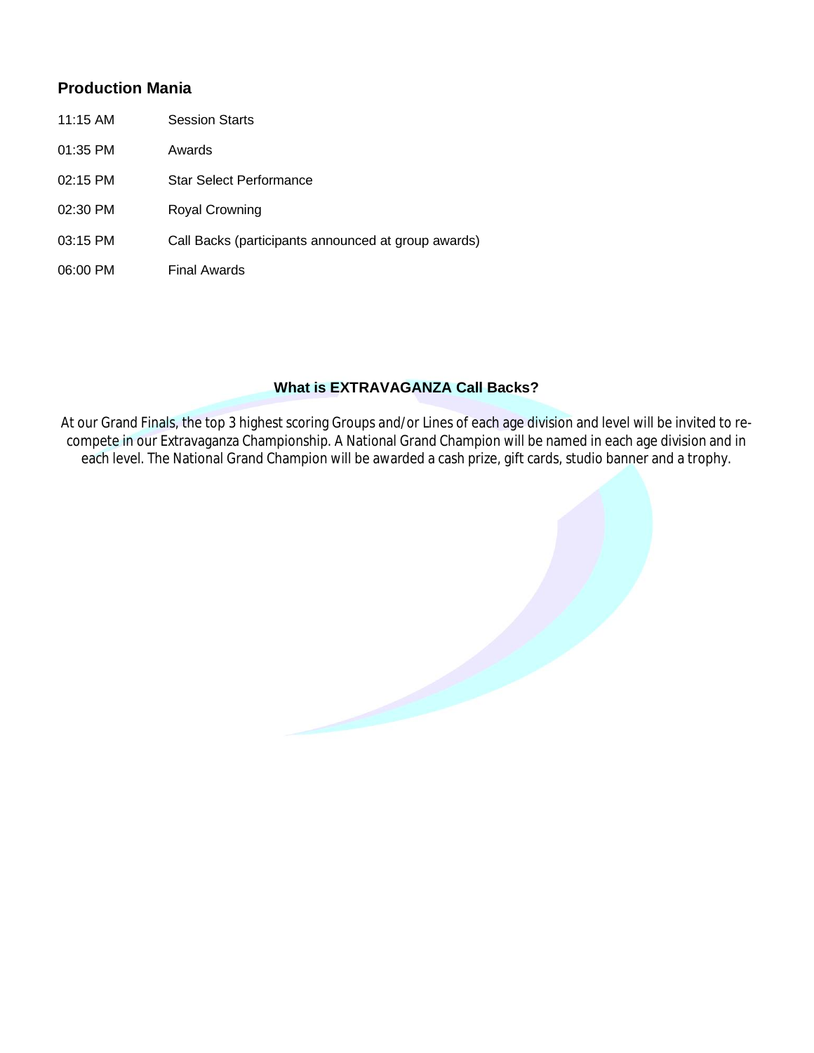### Production Mania

| | |
|---|---|
| 11:15 AM | Session Starts |
| 01:35 PM | Awards |
| 02:15 PM | Star Select Performance |
| 02:30 PM | Royal Crowning |
| 03:15 PM | Call Backs (participants announced at group awards) |
| 06:00 PM | Final Awards |

**What is EXTRAVAGANZA Call Backs?**

At our Grand Finals, the top 3 highest scoring Groups and/or Lines of each age division and level will be invited to re-compete in our Extravaganza Championship. A National Grand Champion will be named in each age division and in each level. The National Grand Champion will be awarded a cash prize, gift cards, studio banner and a trophy.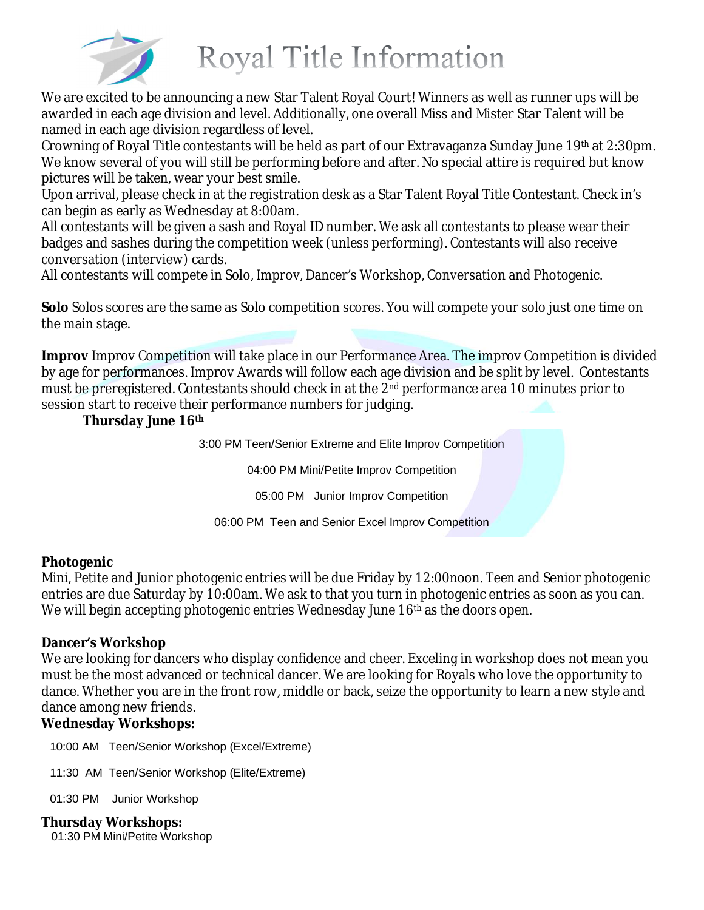# Royal Title Information

We are excited to be announcing a new Star Talent Royal Court! Winners as well as runner ups will be awarded in each age division and level. Additionally, one overall Miss and Mister Star Talent will be named in each age division regardless of level.

Crowning of Royal Title contestants will be held as part of our Extravaganza Sunday June 19th at 2:30pm. We know several of you will still be performing before and after. No special attire is required but know pictures will be taken, wear your best smile.

Upon arrival, please check in at the registration desk as a Star Talent Royal Title Contestant. Check in's can begin as early as Wednesday at 8:00am.

All contestants will be given a sash and Royal ID number. We ask all contestants to please wear their badges and sashes during the competition week (unless performing). Contestants will also receive conversation (interview) cards.

All contestants will compete in Solo, Improv, Dancer's Workshop, Conversation and Photogenic.

**Solo** Solos scores are the same as Solo competition scores. You will compete your solo just one time on the main stage.

**Improv** Improv Competition will take place in our Performance Area. The improv Competition is divided by age for performances. Improv Awards will follow each age division and be split by level. Contestants must be preregistered. Contestants should check in at the 2nd performance area 10 minutes prior to session start to receive their performance numbers for judging.

**Thursday June 16th**

3:00 PM Teen/Senior Extreme and Elite Improv Competition

04:00 PM Mini/Petite Improv Competition

05:00 PM Junior Improv Competition

06:00 PM Teen and Senior Excel Improv Competition

**Photogenic**

Mini, Petite and Junior photogenic entries will be due Friday by 12:00noon. Teen and Senior photogenic entries are due Saturday by 10:00am. We ask to that you turn in photogenic entries as soon as you can. We will begin accepting photogenic entries Wednesday June 16th as the doors open.

**Dancer's Workshop**

We are looking for dancers who display confidence and cheer. Exceling in workshop does not mean you must be the most advanced or technical dancer. We are looking for Royals who love the opportunity to dance. Whether you are in the front row, middle or back, seize the opportunity to learn a new style and dance among new friends.

**Wednesday Workshops:**

10:00 AM Teen/Senior Workshop (Excel/Extreme)

11:30 AM Teen/Senior Workshop (Elite/Extreme)

01:30 PM Junior Workshop

**Thursday Workshops:**

01:30 PM Mini/Petite Workshop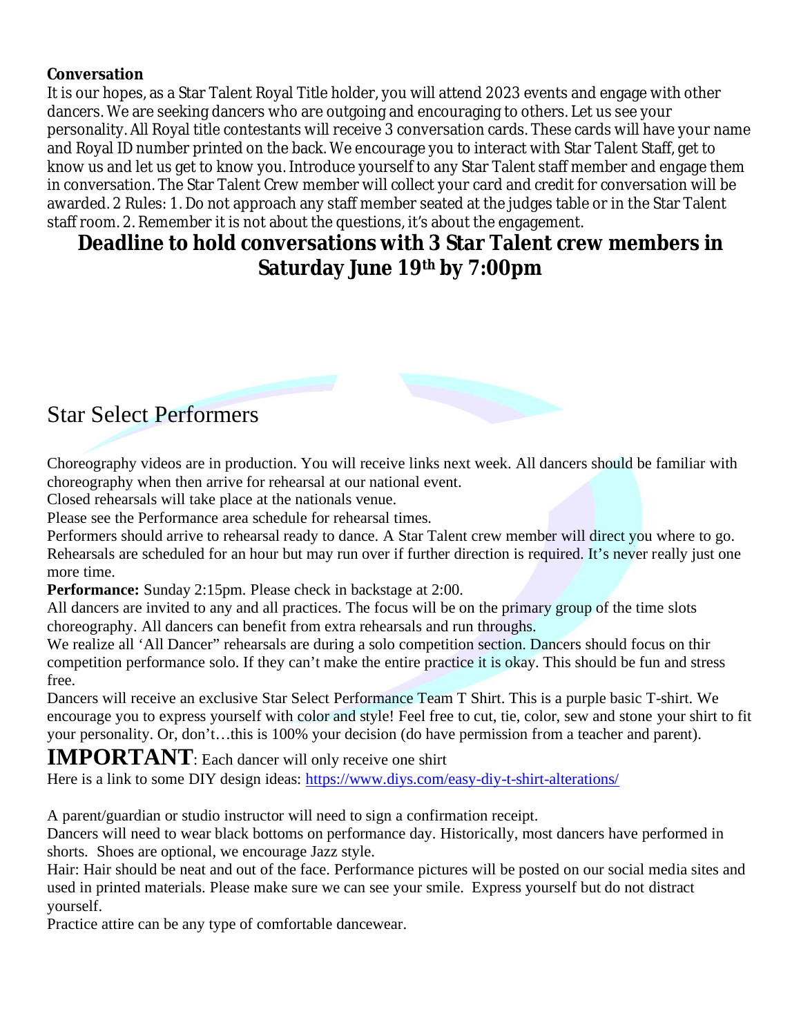**Conversation**

It is our hopes, as a Star Talent Royal Title holder, you will attend 2023 events and engage with other dancers. We are seeking dancers who are outgoing and encouraging to others. Let us see your personality. All Royal title contestants will receive 3 conversation cards. These cards will have your name and Royal ID number printed on the back. We encourage you to interact with Star Talent Staff, get to know us and let us get to know you. Introduce yourself to any Star Talent staff member and engage them in conversation. The Star Talent Crew member will collect your card and credit for conversation will be awarded. 2 Rules: 1. Do not approach any staff member seated at the judges table or in the Star Talent staff room. 2. Remember it is not about the questions, it's about the engagement.

**Deadline to hold conversations with 3 Star Talent crew members in Saturday June 19th by 7:00pm**

## Star Select Performers

Choreography videos are in production. You will receive links next week. All dancers should be familiar with choreography when then arrive for rehearsal at our national event.

Closed rehearsals will take place at the nationals venue.

Please see the Performance area schedule for rehearsal times.

Performers should arrive to rehearsal ready to dance. A Star Talent crew member will direct you where to go. Rehearsals are scheduled for an hour but may run over if further direction is required. It's never really just one more time.

**Performance:** Sunday 2:15pm. Please check in backstage at 2:00.

All dancers are invited to any and all practices. The focus will be on the primary group of the time slots choreography. All dancers can benefit from extra rehearsals and run throughs.

We realize all 'All Dancer" rehearsals are during a solo competition section. Dancers should focus on thir competition performance solo. If they can't make the entire practice it is okay. This should be fun and stress free.

Dancers will receive an exclusive Star Select Performance Team T Shirt. This is a purple basic T-shirt. We encourage you to express yourself with color and style! Feel free to cut, tie, color, sew and stone your shirt to fit your personality. Or, don't…this is 100% your decision (do have permission from a teacher and parent).

**IMPORTANT**: Each dancer will only receive one shirt

Here is a link to some DIY design ideas: https://www.diys.com/easy-diy-t-shirt-alterations/

A parent/guardian or studio instructor will need to sign a confirmation receipt.

Dancers will need to wear black bottoms on performance day. Historically, most dancers have performed in shorts. Shoes are optional, we encourage Jazz style.

Hair: Hair should be neat and out of the face. Performance pictures will be posted on our social media sites and used in printed materials. Please make sure we can see your smile. Express yourself but do not distract yourself.

Practice attire can be any type of comfortable dancewear.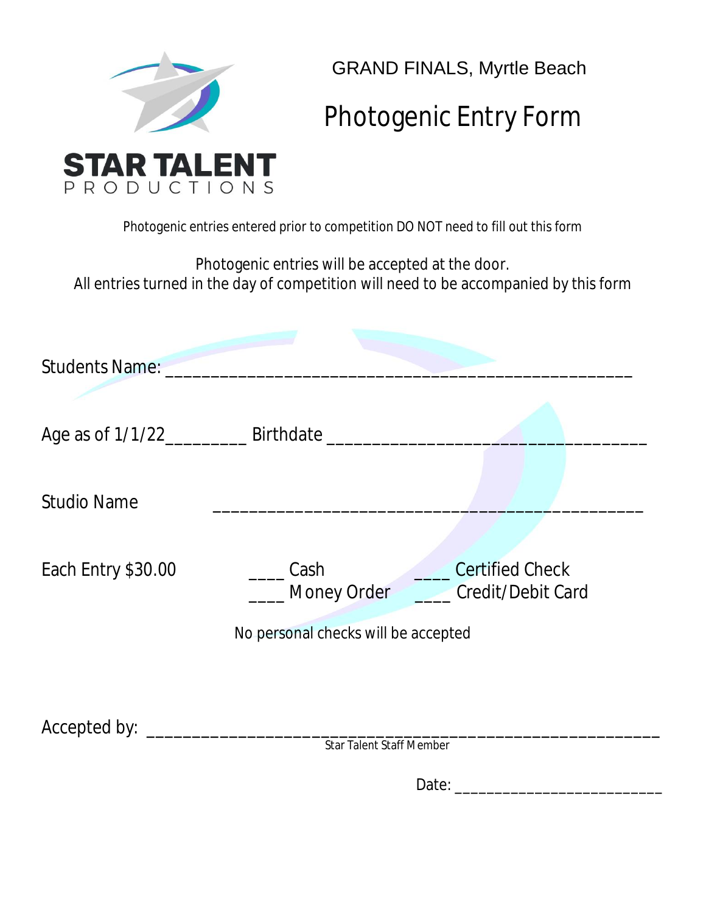STAR TALENT
PRODUCTIONS

GRAND FINALS, Myrtle Beach

# Photogenic Entry Form

Photogenic entries entered prior to competition DO NOT need to fill out this form

Photogenic entries will be accepted at the door.
All entries turned in the day of competition will need to be accompanied by this form

Students Name: ______________________________________________

Age as of 1/1/22_________ Birthdate ________________________________

Studio Name ______________________________________________

Each Entry $30.00

____ Cash
____ Money Order
____ Certified Check
____ Credit/Debit Card

No personal checks will be accepted

Accepted by: ______________________________________________
Star Talent Staff Member

Date: ________________________